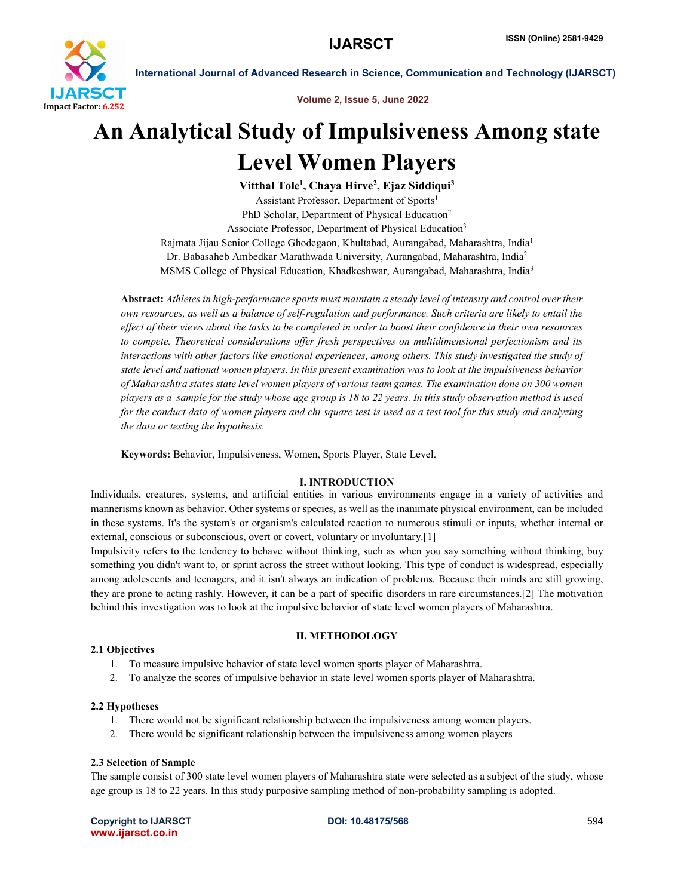# An Analytical Study of Impulsiveness Among state Level Women Players

**Vitthal Tole[1], Chaya Hirve[2], Ejaz Siddiqui[3]**

Assistant Professor, Department of Sports[1]
PhD Scholar, Department of Physical Education[2]
Associate Professor, Department of Physical Education[3]
Rajmata Jijau Senior College Ghodegaon, Khultabad, Aurangabad, Maharashtra, India[1]
Dr. Babasaheb Ambedkar Marathwada University, Aurangabad, Maharashtra, India[2]
MSMS College of Physical Education, Khadkeshwar, Aurangabad, Maharashtra, India[3]

**Abstract:** *Athletes in high-performance sports must maintain a steady level of intensity and control over their own resources, as well as a balance of self-regulation and performance. Such criteria are likely to entail the effect of their views about the tasks to be completed in order to boost their confidence in their own resources to compete. Theoretical considerations offer fresh perspectives on multidimensional perfectionism and its interactions with other factors like emotional experiences, among others. This study investigated the study of state level and national women players. In this present examination was to look at the impulsiveness behavior of Maharashtra states state level women players of various team games. The examination done on 300 women players as a sample for the study whose age group is 18 to 22 years. In this study observation method is used for the conduct data of women players and chi square test is used as a test tool for this study and analyzing the data or testing the hypothesis.*

**Keywords:** Behavior, Impulsiveness, Women, Sports Player, State Level.

## I. INTRODUCTION

Individuals, creatures, systems, and artificial entities in various environments engage in a variety of activities and mannerisms known as behavior. Other systems or species, as well as the inanimate physical environment, can be included in these systems. It's the system's or organism's calculated reaction to numerous stimuli or inputs, whether internal or external, conscious or subconscious, overt or covert, voluntary or involuntary.[1]

Impulsivity refers to the tendency to behave without thinking, such as when you say something without thinking, buy something you didn't want to, or sprint across the street without looking. This type of conduct is widespread, especially among adolescents and teenagers, and it isn't always an indication of problems. Because their minds are still growing, they are prone to acting rashly. However, it can be a part of specific disorders in rare circumstances.[2] The motivation behind this investigation was to look at the impulsive behavior of state level women players of Maharashtra.

## II. METHODOLOGY

### 2.1 Objectives

1. To measure impulsive behavior of state level women sports player of Maharashtra.
2. To analyze the scores of impulsive behavior in state level women sports player of Maharashtra.

### 2.2 Hypotheses

1. There would not be significant relationship between the impulsiveness among women players.
2. There would be significant relationship between the impulsiveness among women players

### 2.3 Selection of Sample

The sample consist of 300 state level women players of Maharashtra state were selected as a subject of the study, whose age group is 18 to 22 years. In this study purposive sampling method of non-probability sampling is adopted.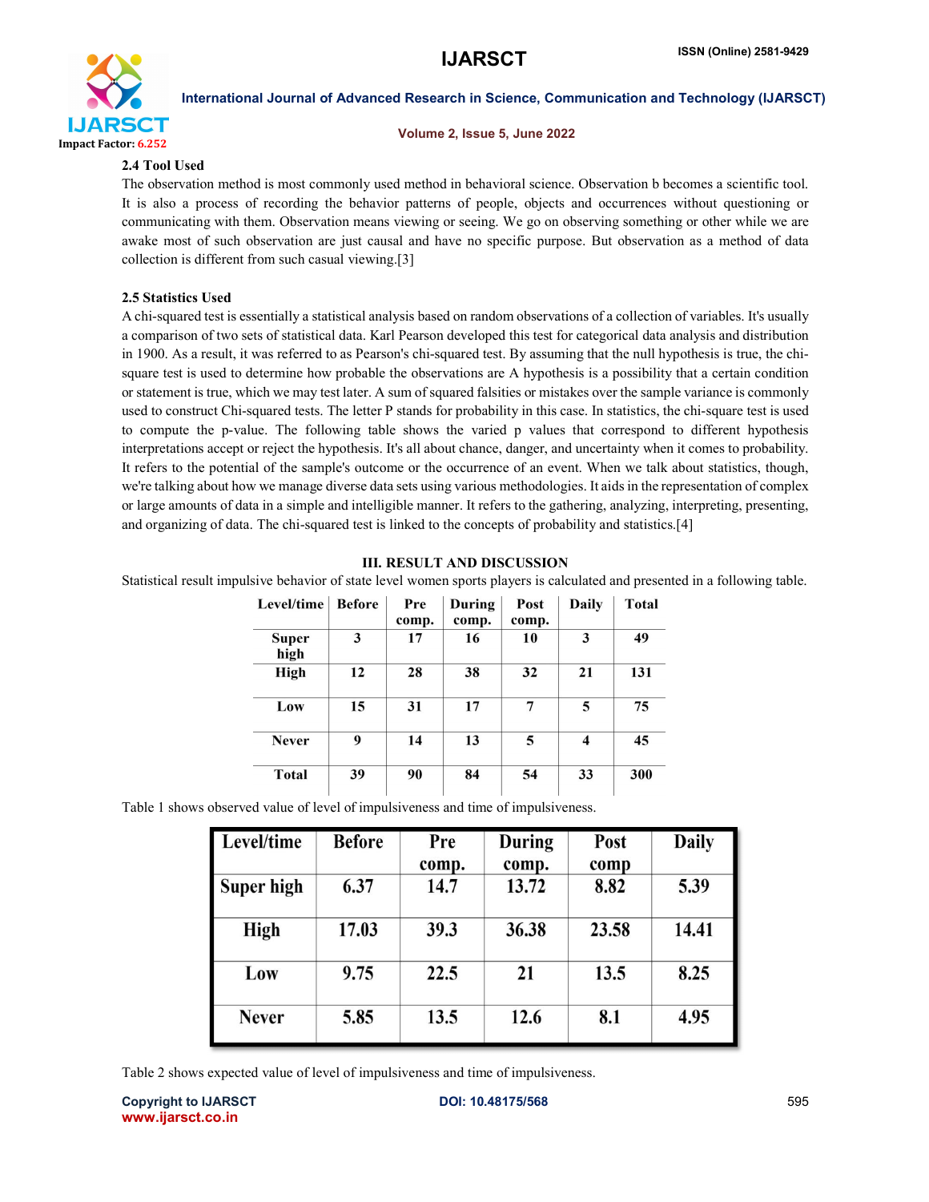### 2.4 Tool Used

The observation method is most commonly used method in behavioral science. Observation b becomes a scientific tool. It is also a process of recording the behavior patterns of people, objects and occurrences without questioning or communicating with them. Observation means viewing or seeing. We go on observing something or other while we are awake most of such observation are just causal and have no specific purpose. But observation as a method of data collection is different from such casual viewing.[3]

### 2.5 Statistics Used

A chi-squared test is essentially a statistical analysis based on random observations of a collection of variables. It's usually a comparison of two sets of statistical data. Karl Pearson developed this test for categorical data analysis and distribution in 1900. As a result, it was referred to as Pearson's chi-squared test. By assuming that the null hypothesis is true, the chi-square test is used to determine how probable the observations are A hypothesis is a possibility that a certain condition or statement is true, which we may test later. A sum of squared falsities or mistakes over the sample variance is commonly used to construct Chi-squared tests. The letter P stands for probability in this case. In statistics, the chi-square test is used to compute the p-value. The following table shows the varied p values that correspond to different hypothesis interpretations accept or reject the hypothesis. It's all about chance, danger, and uncertainty when it comes to probability. It refers to the potential of the sample's outcome or the occurrence of an event. When we talk about statistics, though, we're talking about how we manage diverse data sets using various methodologies. It aids in the representation of complex or large amounts of data in a simple and intelligible manner. It refers to the gathering, analyzing, interpreting, presenting, and organizing of data. The chi-squared test is linked to the concepts of probability and statistics.[4]

## III. RESULT AND DISCUSSION

Statistical result impulsive behavior of state level women sports players is calculated and presented in a following table.

| Level/time | Before | Pre comp. | During comp. | Post comp. | Daily | Total |
|---|---|---|---|---|---|---|
| Super high | 3 | 17 | 16 | 10 | 3 | 49 |
| High | 12 | 28 | 38 | 32 | 21 | 131 |
| Low | 15 | 31 | 17 | 7 | 5 | 75 |
| Never | 9 | 14 | 13 | 5 | 4 | 45 |
| Total | 39 | 90 | 84 | 54 | 33 | 300 |

Table 1 shows observed value of level of impulsiveness and time of impulsiveness.

| Level/time | Before | Pre comp. | During comp. | Post comp | Daily |
|---|---|---|---|---|---|
| Super high | 6.37 | 14.7 | 13.72 | 8.82 | 5.39 |
| High | 17.03 | 39.3 | 36.38 | 23.58 | 14.41 |
| Low | 9.75 | 22.5 | 21 | 13.5 | 8.25 |
| Never | 5.85 | 13.5 | 12.6 | 8.1 | 4.95 |

Table 2 shows expected value of level of impulsiveness and time of impulsiveness.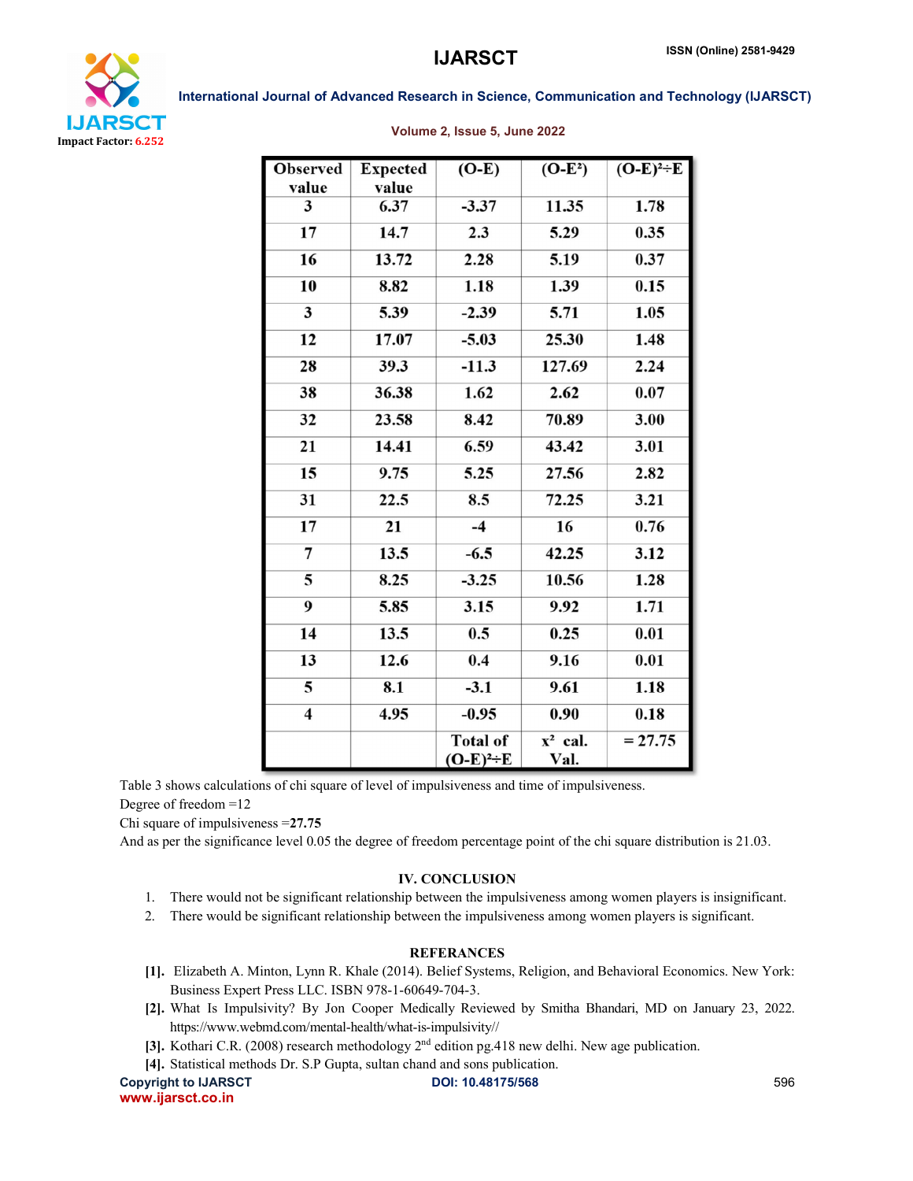| Observed value | Expected value | (O-E) | ($O-E^2$) | $(O-E)^2 \div E$ |
|---|---|---|---|---|
| 3 | 6.37 | -3.37 | 11.35 | 1.78 |
| 17 | 14.7 | 2.3 | 5.29 | 0.35 |
| 16 | 13.72 | 2.28 | 5.19 | 0.37 |
| 10 | 8.82 | 1.18 | 1.39 | 0.15 |
| 3 | 5.39 | -2.39 | 5.71 | 1.05 |
| 12 | 17.07 | -5.03 | 25.30 | 1.48 |
| 28 | 39.3 | -11.3 | 127.69 | 2.24 |
| 38 | 36.38 | 1.62 | 2.62 | 0.07 |
| 32 | 23.58 | 8.42 | 70.89 | 3.00 |
| 21 | 14.41 | 6.59 | 43.42 | 3.01 |
| 15 | 9.75 | 5.25 | 27.56 | 2.82 |
| 31 | 22.5 | 8.5 | 72.25 | 3.21 |
| 17 | 21 | -4 | 16 | 0.76 |
| 7 | 13.5 | -6.5 | 42.25 | 3.12 |
| 5 | 8.25 | -3.25 | 10.56 | 1.28 |
| 9 | 5.85 | 3.15 | 9.92 | 1.71 |
| 14 | 13.5 | 0.5 | 0.25 | 0.01 |
| 13 | 12.6 | 0.4 | 9.16 | 0.01 |
| 5 | 8.1 | -3.1 | 9.61 | 1.18 |
| 4 | 4.95 | -0.95 | 0.90 | 0.18 |
| | | Total of $(O-E)^2 \div E$ | $x^2$ cal. Val. | = 27.75 |

Table 3 shows calculations of chi square of level of impulsiveness and time of impulsiveness.

Degree of freedom =12

Chi square of impulsiveness =**27.75**

And as per the significance level 0.05 the degree of freedom percentage point of the chi square distribution is 21.03.

## IV. CONCLUSION

1. There would not be significant relationship between the impulsiveness among women players is insignificant.
2. There would be significant relationship between the impulsiveness among women players is significant.

## REFERANCES

**[1].** Elizabeth A. Minton, Lynn R. Khale (2014). Belief Systems, Religion, and Behavioral Economics. New York: Business Expert Press LLC. ISBN 978-1-60649-704-3.

**[2].** What Is Impulsivity? By Jon Cooper Medically Reviewed by Smitha Bhandari, MD on January 23, 2022. https://www.webmd.com/mental-health/what-is-impulsivity//

**[3].** Kothari C.R. (2008) research methodology 2nd edition pg.418 new delhi. New age publication.

**[4].** Statistical methods Dr. S.P Gupta, sultan chand and sons publication.